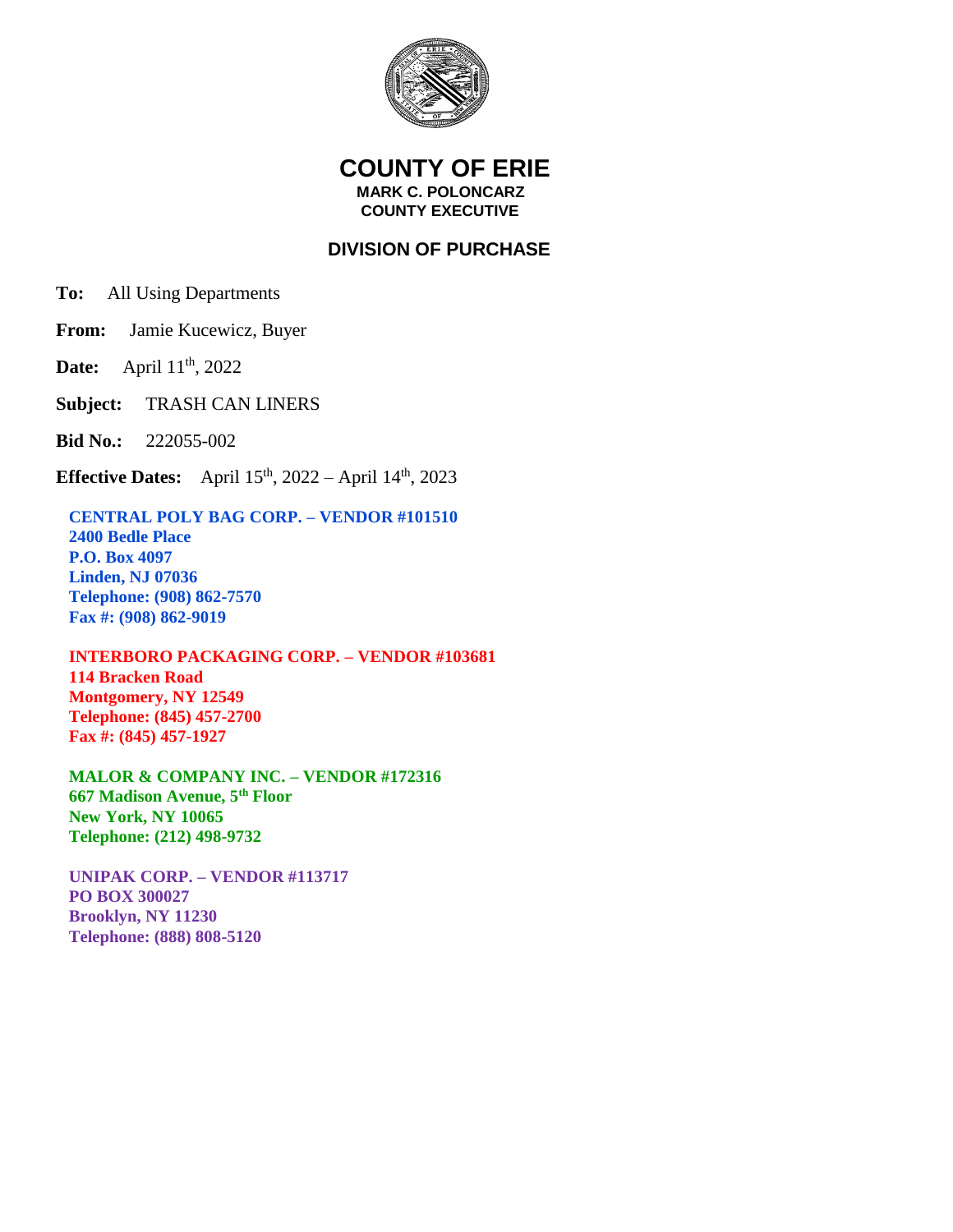# COUNTY OF ERIE

**MARK C. POLONCARZ**
**COUNTY EXECUTIVE**

## DIVISION OF PURCHASE

**To:** All Using Departments

**From:** Jamie Kucewicz, Buyer

**Date:** April 11th, 2022

**Subject:** TRASH CAN LINERS

**Bid No.:** 222055-002

**Effective Dates:** April 15th, 2022 – April 14th, 2023

**CENTRAL POLY BAG CORP. – VENDOR #101510**
**2400 Bedle Place**
**P.O. Box 4097**
**Linden, NJ 07036**
**Telephone: (908) 862-7570**
**Fax #: (908) 862-9019**

**INTERBORO PACKAGING CORP. – VENDOR #103681**
**114 Bracken Road**
**Montgomery, NY 12549**
**Telephone: (845) 457-2700**
**Fax #: (845) 457-1927**

**MALOR & COMPANY INC. – VENDOR #172316**
**667 Madison Avenue, 5th Floor**
**New York, NY 10065**
**Telephone: (212) 498-9732**

**UNIPAK CORP. – VENDOR #113717**
**PO BOX 300027**
**Brooklyn, NY 11230**
**Telephone: (888) 808-5120**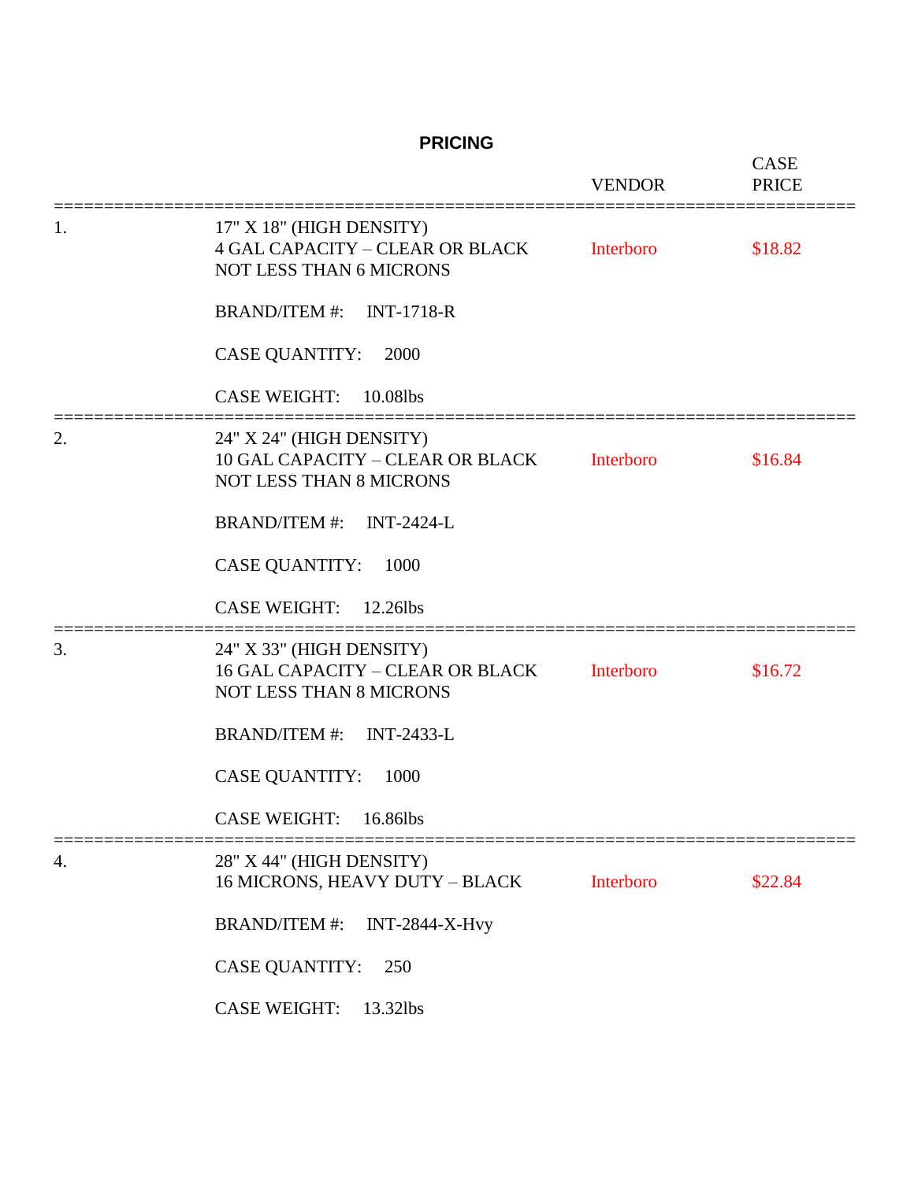## PRICING

| # | Description | VENDOR | CASE PRICE |
|---|---|---|---|
| 1. | 17" X 18" (HIGH DENSITY)<br>4 GAL CAPACITY – CLEAR OR BLACK<br>NOT LESS THAN 6 MICRONS<br><br>BRAND/ITEM #: INT-1718-R<br><br>CASE QUANTITY: 2000<br><br>CASE WEIGHT: 10.08lbs | Interboro | $18.82 |
| 2. | 24" X 24" (HIGH DENSITY)<br>10 GAL CAPACITY – CLEAR OR BLACK<br>NOT LESS THAN 8 MICRONS<br><br>BRAND/ITEM #: INT-2424-L<br><br>CASE QUANTITY: 1000<br><br>CASE WEIGHT: 12.26lbs | Interboro | $16.84 |
| 3. | 24" X 33" (HIGH DENSITY)<br>16 GAL CAPACITY – CLEAR OR BLACK<br>NOT LESS THAN 8 MICRONS<br><br>BRAND/ITEM #: INT-2433-L<br><br>CASE QUANTITY: 1000<br><br>CASE WEIGHT: 16.86lbs | Interboro | $16.72 |
| 4. | 28" X 44" (HIGH DENSITY)<br>16 MICRONS, HEAVY DUTY – BLACK<br><br>BRAND/ITEM #: INT-2844-X-Hvy<br><br>CASE QUANTITY: 250<br><br>CASE WEIGHT: 13.32lbs | Interboro | $22.84 |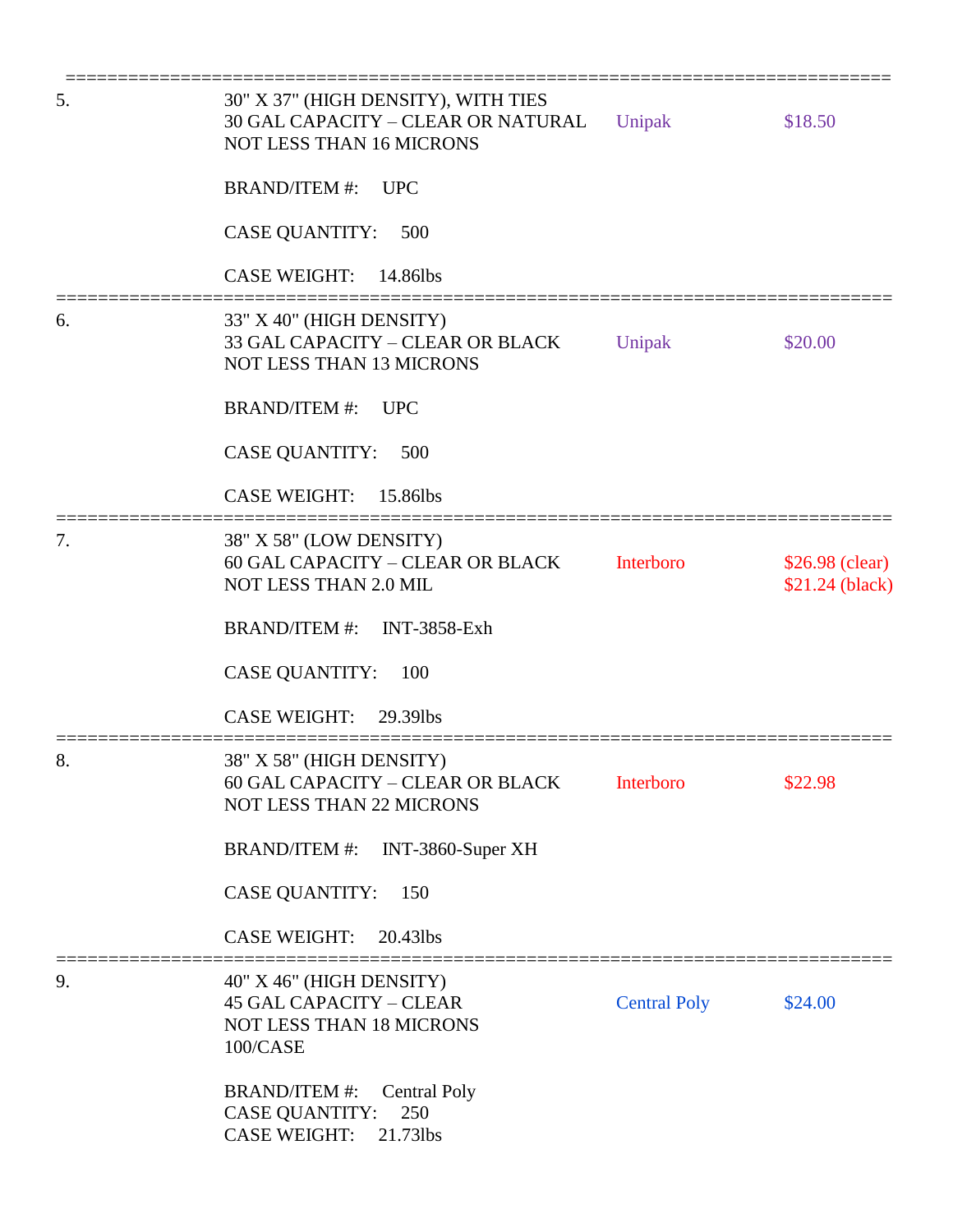| Item | Description | Vendor | Price |
|---|---|---|---|
| 5. | 30" X 37" (HIGH DENSITY), WITH TIES<br>30 GAL CAPACITY – CLEAR OR NATURAL<br>NOT LESS THAN 16 MICRONS<br><br>BRAND/ITEM #: UPC<br><br>CASE QUANTITY: 500<br><br>CASE WEIGHT: 14.86lbs | Unipak | $18.50 |
| 6. | 33" X 40" (HIGH DENSITY)<br>33 GAL CAPACITY – CLEAR OR BLACK<br>NOT LESS THAN 13 MICRONS<br><br>BRAND/ITEM #: UPC<br><br>CASE QUANTITY: 500<br><br>CASE WEIGHT: 15.86lbs | Unipak | $20.00 |
| 7. | 38" X 58" (LOW DENSITY)<br>60 GAL CAPACITY – CLEAR OR BLACK<br>NOT LESS THAN 2.0 MIL<br><br>BRAND/ITEM #: INT-3858-Exh<br><br>CASE QUANTITY: 100<br><br>CASE WEIGHT: 29.39lbs | Interboro | $26.98 (clear)<br>$21.24 (black) |
| 8. | 38" X 58" (HIGH DENSITY)<br>60 GAL CAPACITY – CLEAR OR BLACK<br>NOT LESS THAN 22 MICRONS<br><br>BRAND/ITEM #: INT-3860-Super XH<br><br>CASE QUANTITY: 150<br><br>CASE WEIGHT: 20.43lbs | Interboro | $22.98 |
| 9. | 40" X 46" (HIGH DENSITY)<br>45 GAL CAPACITY – CLEAR<br>NOT LESS THAN 18 MICRONS<br>100/CASE<br><br>BRAND/ITEM #: Central Poly<br>CASE QUANTITY: 250<br>CASE WEIGHT: 21.73lbs | Central Poly | $24.00 |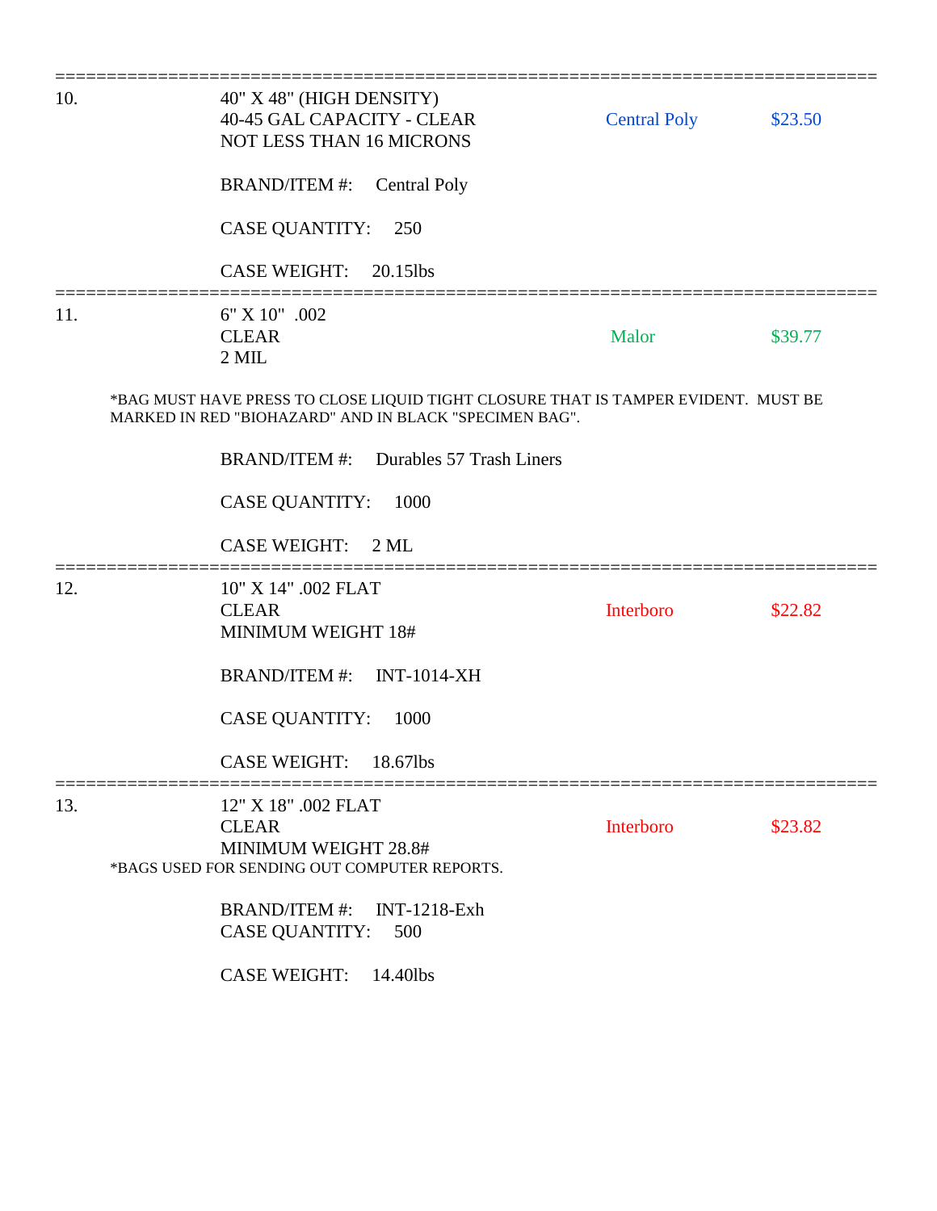---

| | | | |
|---|---|---|---|
| 10. | 40" X 48" (HIGH DENSITY)<br>40-45 GAL CAPACITY - CLEAR<br>NOT LESS THAN 16 MICRONS | Central Poly | $23.50 |

BRAND/ITEM #: Central Poly

CASE QUANTITY: 250

CASE WEIGHT: 20.15lbs

---

| | | | |
|---|---|---|---|
| 11. | 6" X 10" .002<br>CLEAR<br>2 MIL | Malor | $39.77 |

*BAG MUST HAVE PRESS TO CLOSE LIQUID TIGHT CLOSURE THAT IS TAMPER EVIDENT. MUST BE MARKED IN RED "BIOHAZARD" AND IN BLACK "SPECIMEN BAG".

BRAND/ITEM #: Durables 57 Trash Liners

CASE QUANTITY: 1000

CASE WEIGHT: 2 ML

---

| | | | |
|---|---|---|---|
| 12. | 10" X 14" .002 FLAT<br>CLEAR<br>MINIMUM WEIGHT 18# | Interboro | $22.82 |

BRAND/ITEM #: INT-1014-XH

CASE QUANTITY: 1000

CASE WEIGHT: 18.67lbs

---

| | | | |
|---|---|---|---|
| 13. | 12" X 18" .002 FLAT<br>CLEAR<br>MINIMUM WEIGHT 28.8# | Interboro | $23.82 |

*BAGS USED FOR SENDING OUT COMPUTER REPORTS.

BRAND/ITEM #: INT-1218-Exh
CASE QUANTITY: 500

CASE WEIGHT: 14.40lbs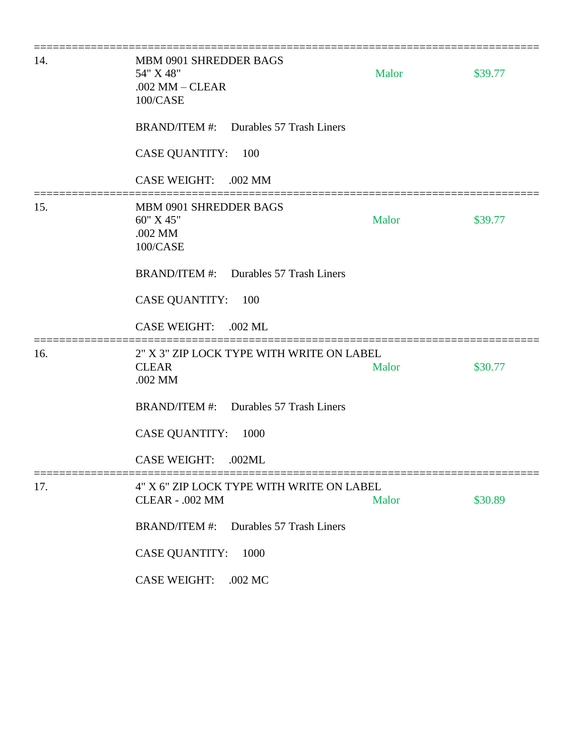===============================================================================

14. MBM 0901 SHREDDER BAGS
54" X 48" — Malor — $39.77
.002 MM – CLEAR
100/CASE

BRAND/ITEM #: Durables 57 Trash Liners

CASE QUANTITY: 100

CASE WEIGHT: .002 MM

===============================================================================

15. MBM 0901 SHREDDER BAGS
60" X 45" — Malor — $39.77
.002 MM
100/CASE

BRAND/ITEM #: Durables 57 Trash Liners

CASE QUANTITY: 100

CASE WEIGHT: .002 ML

===============================================================================

16. 2" X 3" ZIP LOCK TYPE WITH WRITE ON LABEL
CLEAR — Malor — $30.77
.002 MM

BRAND/ITEM #: Durables 57 Trash Liners

CASE QUANTITY: 1000

CASE WEIGHT: .002ML

===============================================================================

17. 4" X 6" ZIP LOCK TYPE WITH WRITE ON LABEL
CLEAR - .002 MM — Malor — $30.89

BRAND/ITEM #: Durables 57 Trash Liners

CASE QUANTITY: 1000

CASE WEIGHT: .002 MC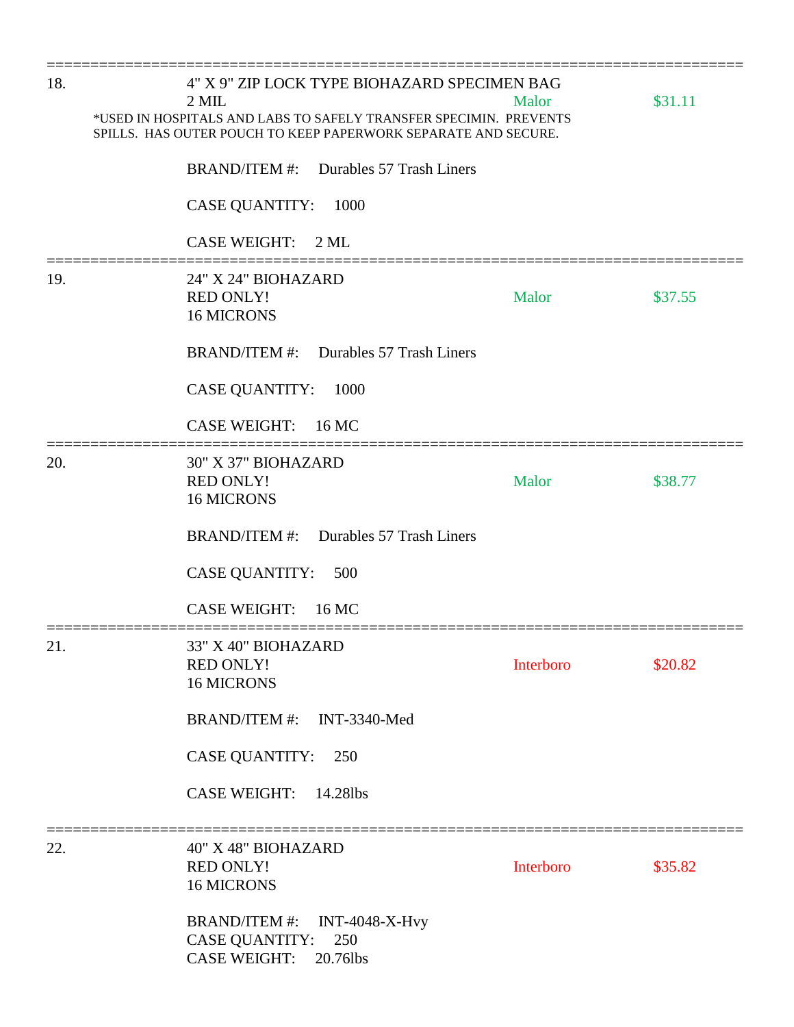---

18. 4" X 9" ZIP LOCK TYPE BIOHAZARD SPECIMEN BAG
2 MIL — Malor — $31.11

*USED IN HOSPITALS AND LABS TO SAFELY TRANSFER SPECIMIN. PREVENTS SPILLS. HAS OUTER POUCH TO KEEP PAPERWORK SEPARATE AND SECURE.

BRAND/ITEM #: Durables 57 Trash Liners

CASE QUANTITY: 1000

CASE WEIGHT: 2 ML

---

19. 24" X 24" BIOHAZARD
RED ONLY! — Malor — $37.55
16 MICRONS

BRAND/ITEM #: Durables 57 Trash Liners

CASE QUANTITY: 1000

CASE WEIGHT: 16 MC

---

20. 30" X 37" BIOHAZARD
RED ONLY! — Malor — $38.77
16 MICRONS

BRAND/ITEM #: Durables 57 Trash Liners

CASE QUANTITY: 500

CASE WEIGHT: 16 MC

---

21. 33" X 40" BIOHAZARD
RED ONLY! — Interboro — $20.82
16 MICRONS

BRAND/ITEM #: INT-3340-Med

CASE QUANTITY: 250

CASE WEIGHT: 14.28lbs

---

22. 40" X 48" BIOHAZARD
RED ONLY! — Interboro — $35.82
16 MICRONS

BRAND/ITEM #: INT-4048-X-Hvy
CASE QUANTITY: 250
CASE WEIGHT: 20.76lbs